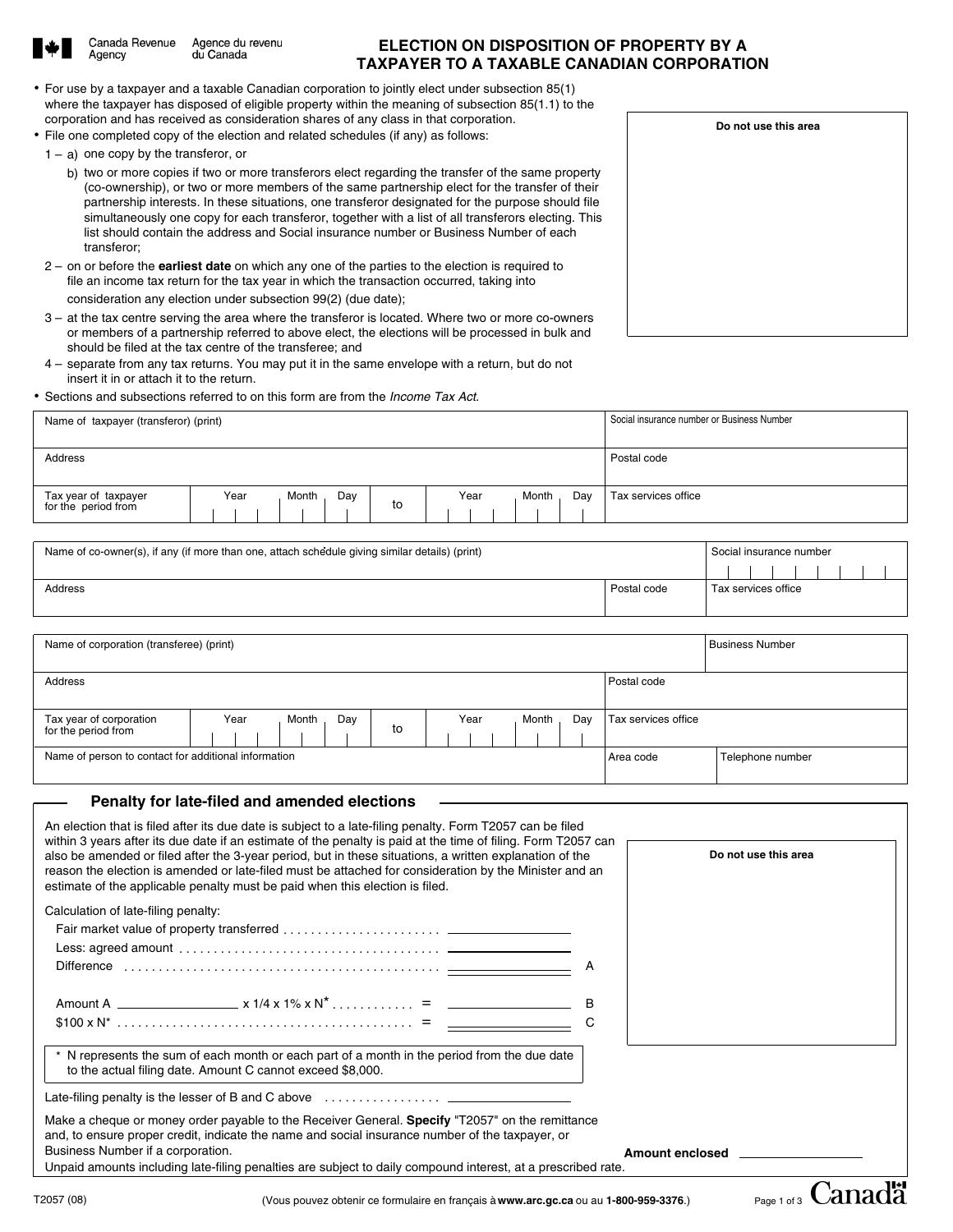Canada Revenue Agency / Agence du revenu du Canada

# ELECTION ON DISPOSITION OF PROPERTY BY A TAXPAYER TO A TAXABLE CANADIAN CORPORATION

- For use by a taxpayer and a taxable Canadian corporation to jointly elect under subsection 85(1) where the taxpayer has disposed of eligible property within the meaning of subsection 85(1.1) to the corporation and has received as consideration shares of any class in that corporation.
- File one completed copy of the election and related schedules (if any) as follows:
  1 – a) one copy by the transferor, or
  b) two or more copies if two or more transferors elect regarding the transfer of the same property (co-ownership), or two or more members of the same partnership elect for the transfer of their partnership interests. In these situations, one transferor designated for the purpose should file simultaneously one copy for each transferor, together with a list of all transferors electing. This list should contain the address and Social insurance number or Business Number of each transferor;
  2 – on or before the **earliest date** on which any one of the parties to the election is required to file an income tax return for the tax year in which the transaction occurred, taking into consideration any election under subsection 99(2) (due date);
  3 – at the tax centre serving the area where the transferor is located. Where two or more co-owners or members of a partnership referred to above elect, the elections will be processed in bulk and should be filed at the tax centre of the transferee; and
  4 – separate from any tax returns. You may put it in the same envelope with a return, but do not insert it in or attach it to the return.
- Sections and subsections referred to on this form are from the *Income Tax Act*.

Do not use this area

| Name of taxpayer (transferor) (print) | | | Social insurance number or Business Number |
|---|---|---|---|
| Address | | | Postal code |
| Tax year of taxpayer for the period from | Year Month Day | to Year Month Day | Tax services office |

| Name of co-owner(s), if any (if more than one, attach schedule giving similar details) (print) | | Social insurance number |
|---|---|---|
| Address | Postal code | Tax services office |

| Name of corporation (transferee) (print) | | | | Business Number |
|---|---|---|---|---|
| Address | | | Postal code | |
| Tax year of corporation for the period from | Year Month Day | to Year Month Day | Tax services office | |
| Name of person to contact for additional information | | | Area code | Telephone number |

## Penalty for late-filed and amended elections

An election that is filed after its due date is subject to a late-filing penalty. Form T2057 can be filed within 3 years after its due date if an estimate of the penalty is paid at the time of filing. Form T2057 can also be amended or filed after the 3-year period, but in these situations, a written explanation of the reason the election is amended or late-filed must be attached for consideration by the Minister and an estimate of the applicable penalty must be paid when this election is filed.

Do not use this area

Calculation of late-filing penalty:

Fair market value of property transferred .......................... ____________

Less: agreed amount .......................................... ____________

Difference .................................................. ____________ A

Amount A ____________ x 1/4 x 1% x N* ............ = ____________ B

$100 x N* .......................................... = ____________ C

\* N represents the sum of each month or each part of a month in the period from the due date to the actual filing date. Amount C cannot exceed $8,000.

Late-filing penalty is the lesser of B and C above ................. ____________

Make a cheque or money order payable to the Receiver General. **Specify** "T2057" on the remittance and, to ensure proper credit, indicate the name and social insurance number of the taxpayer, or Business Number if a corporation.

Unpaid amounts including late-filing penalties are subject to daily compound interest, at a prescribed rate.

Amount enclosed ____________

T2057 (08)

(Vous pouvez obtenir ce formulaire en français à **www.arc.gc.ca** ou au **1-800-959-3376**.)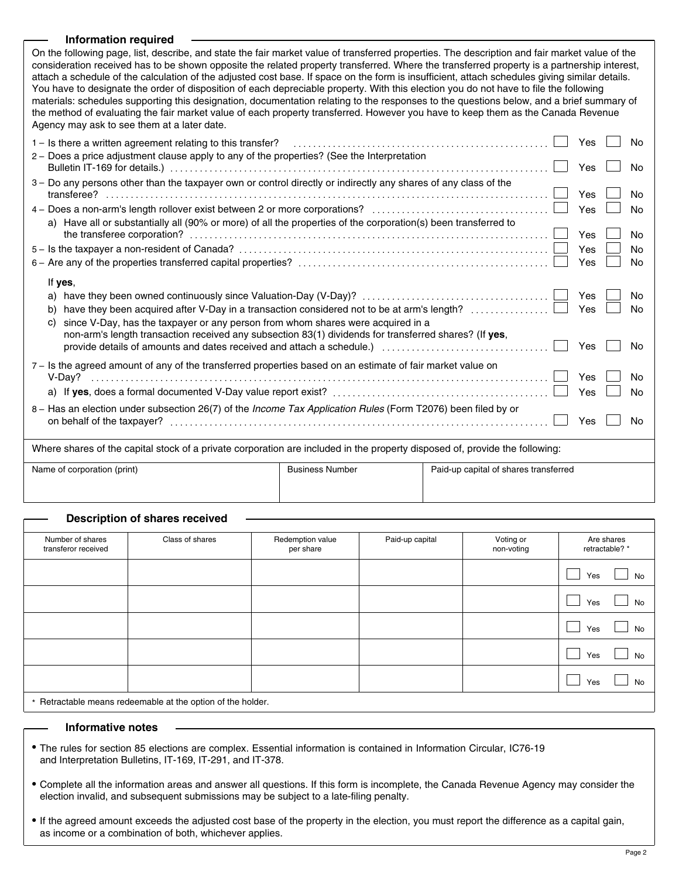## Information required

On the following page, list, describe, and state the fair market value of transferred properties. The description and fair market value of the consideration received has to be shown opposite the related property transferred. Where the transferred property is a partnership interest, attach a schedule of the calculation of the adjusted cost base. If space on the form is insufficient, attach schedules giving similar details. You have to designate the order of disposition of each depreciable property. With this election you do not have to file the following materials: schedules supporting this designation, documentation relating to the responses to the questions below, and a brief summary of the method of evaluating the fair market value of each property transferred. However you have to keep them as the Canada Revenue Agency may ask to see them at a later date.

1 – Is there a written agreement relating to this transfer? ☐ Yes ☐ No

2 – Does a price adjustment clause apply to any of the properties? (See the Interpretation Bulletin IT-169 for details.) ☐ Yes ☐ No

3 – Do any persons other than the taxpayer own or control directly or indirectly any shares of any class of the transferee? ☐ Yes ☐ No

4 – Does a non-arm's length rollover exist between 2 or more corporations? ☐ Yes ☐ No

a) Have all or substantially all (90% or more) of all the properties of the corporation(s) been transferred to the transferee corporation? ☐ Yes ☐ No

5 – Is the taxpayer a non-resident of Canada? ☐ Yes ☐ No

6 – Are any of the properties transferred capital properties? ☐ Yes ☐ No

If **yes**,

a) have they been owned continuously since Valuation-Day (V-Day)? ☐ Yes ☐ No

b) have they been acquired after V-Day in a transaction considered not to be at arm's length? ☐ Yes ☐ No

c) since V-Day, has the taxpayer or any person from whom shares were acquired in a non-arm's length transaction received any subsection 83(1) dividends for transferred shares? (If **yes**, provide details of amounts and dates received and attach a schedule.) ☐ Yes ☐ No

7 – Is the agreed amount of any of the transferred properties based on an estimate of fair market value on V-Day? ☐ Yes ☐ No

a) If **yes**, does a formal documented V-Day value report exist? ☐ Yes ☐ No

8 – Has an election under subsection 26(7) of the *Income Tax Application Rules* (Form T2076) been filed by or on behalf of the taxpayer? ☐ Yes ☐ No

Where shares of the capital stock of a private corporation are included in the property disposed of, provide the following:

| Name of corporation (print) | Business Number | Paid-up capital of shares transferred |
|---|---|---|
| | | |

## Description of shares received

| Number of shares transferor received | Class of shares | Redemption value per share | Paid-up capital | Voting or non-voting | Are shares retractable? * |
|---|---|---|---|---|---|
| | | | | | ☐ Yes ☐ No |
| | | | | | ☐ Yes ☐ No |
| | | | | | ☐ Yes ☐ No |
| | | | | | ☐ Yes ☐ No |
| | | | | | ☐ Yes ☐ No |

\* Retractable means redeemable at the option of the holder.

## Informative notes

- The rules for section 85 elections are complex. Essential information is contained in Information Circular, IC76-19 and Interpretation Bulletins, IT-169, IT-291, and IT-378.
- Complete all the information areas and answer all questions. If this form is incomplete, the Canada Revenue Agency may consider the election invalid, and subsequent submissions may be subject to a late-filing penalty.
- If the agreed amount exceeds the adjusted cost base of the property in the election, you must report the difference as a capital gain, as income or a combination of both, whichever applies.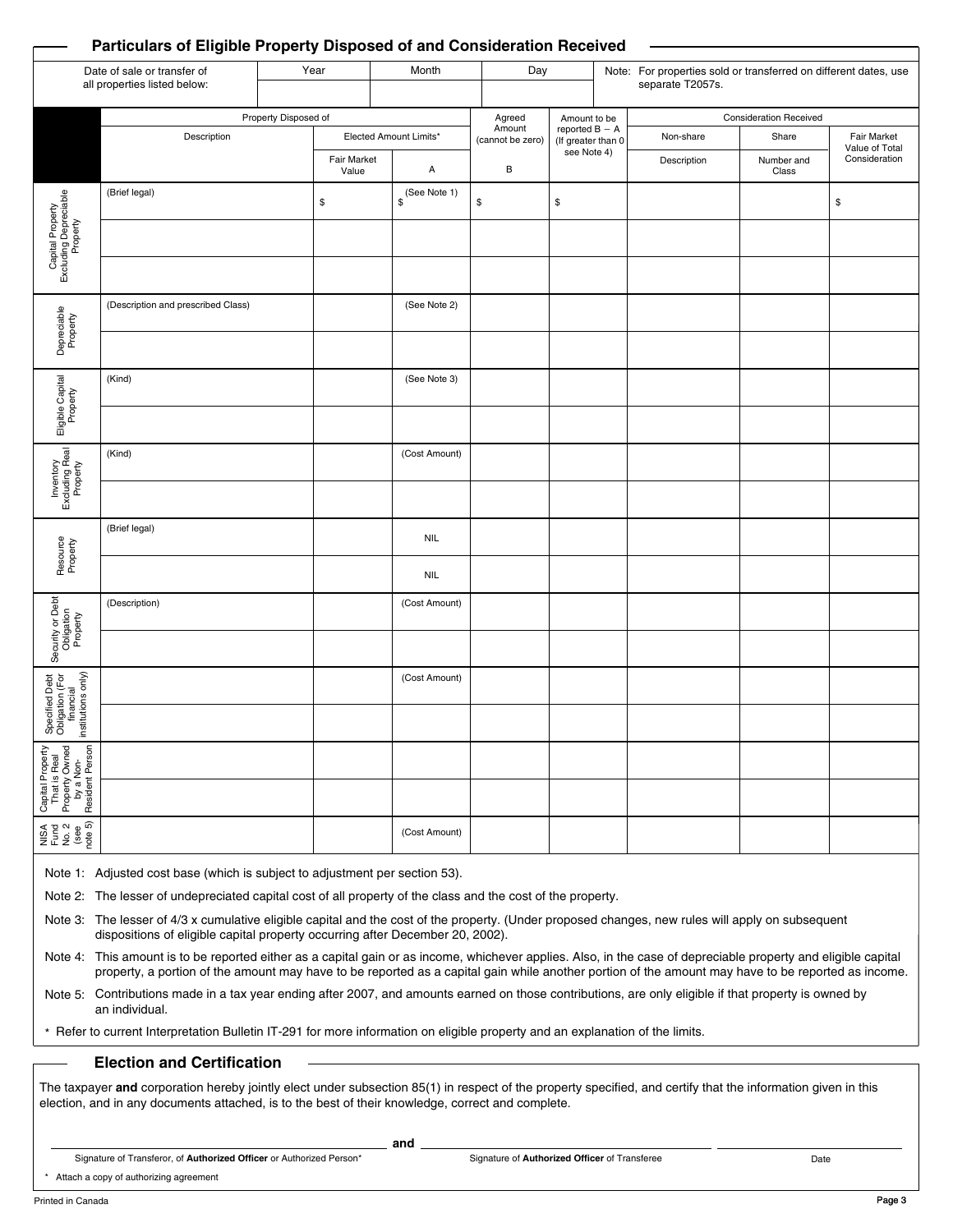## Particulars of Eligible Property Disposed of and Consideration Received

| Date of sale or transfer of all properties listed below: | Year | Month | Day | Note: For properties sold or transferred on different dates, use separate T2057s. |
|---|---|---|---|---|
| | | | | |

| | Property Disposed of | | | Agreed Amount (cannot be zero) | Amount to be reported B − A (If greater than 0 see Note 4) | Consideration Received | | |
|---|---|---|---|---|---|---|---|---|
| | Description | Elected Amount Limits* | | | | Non-share | Share | Fair Market Value of Total Consideration |
| | | Fair Market Value | A | B | | Description | Number and Class | |
| Capital Property Excluding Depreciable Property | (Brief legal) | $ | (See Note 1) $ | $ | $ | | | $ |
| | | | | | | | | |
| | | | | | | | | |
| Depreciable Property | (Description and prescribed Class) | | (See Note 2) | | | | | |
| | | | | | | | | |
| Eligible Capital Property | (Kind) | | (See Note 3) | | | | | |
| | | | | | | | | |
| Inventory Excluding Real Property | (Kind) | | (Cost Amount) | | | | | |
| | | | | | | | | |
| Resource Property | (Brief legal) | | NIL | | | | | |
| | | | NIL | | | | | |
| Security or Debt Obligation Property | (Description) | | (Cost Amount) | | | | | |
| | | | | | | | | |
| Specified Debt Obligation (For financial institutions only) | | | (Cost Amount) | | | | | |
| | | | | | | | | |
| Capital Property That is Real Property Owned by a Non-Resident Person | | | | | | | | |
| | | | | | | | | |
| NISA Fund No. 2 (see note 5) | | | (Cost Amount) | | | | | |

Note 1: Adjusted cost base (which is subject to adjustment per section 53).

Note 2: The lesser of undepreciated capital cost of all property of the class and the cost of the property.

Note 3: The lesser of 4/3 x cumulative eligible capital and the cost of the property. (Under proposed changes, new rules will apply on subsequent dispositions of eligible capital property occurring after December 20, 2002).

Note 4: This amount is to be reported either as a capital gain or as income, whichever applies. Also, in the case of depreciable property and eligible capital property, a portion of the amount may have to be reported as a capital gain while another portion of the amount may have to be reported as income.

Note 5: Contributions made in a tax year ending after 2007, and amounts earned on those contributions, are only eligible if that property is owned by an individual.

\* Refer to current Interpretation Bulletin IT-291 for more information on eligible property and an explanation of the limits.

## Election and Certification

The taxpayer **and** corporation hereby jointly elect under subsection 85(1) in respect of the property specified, and certify that the information given in this election, and in any documents attached, is to the best of their knowledge, correct and complete.

Signature of Transferor, of **Authorized Officer** or Authorized Person* **and** Signature of **Authorized Officer** of Transferee — Date

\* Attach a copy of authorizing agreement

Printed in Canada